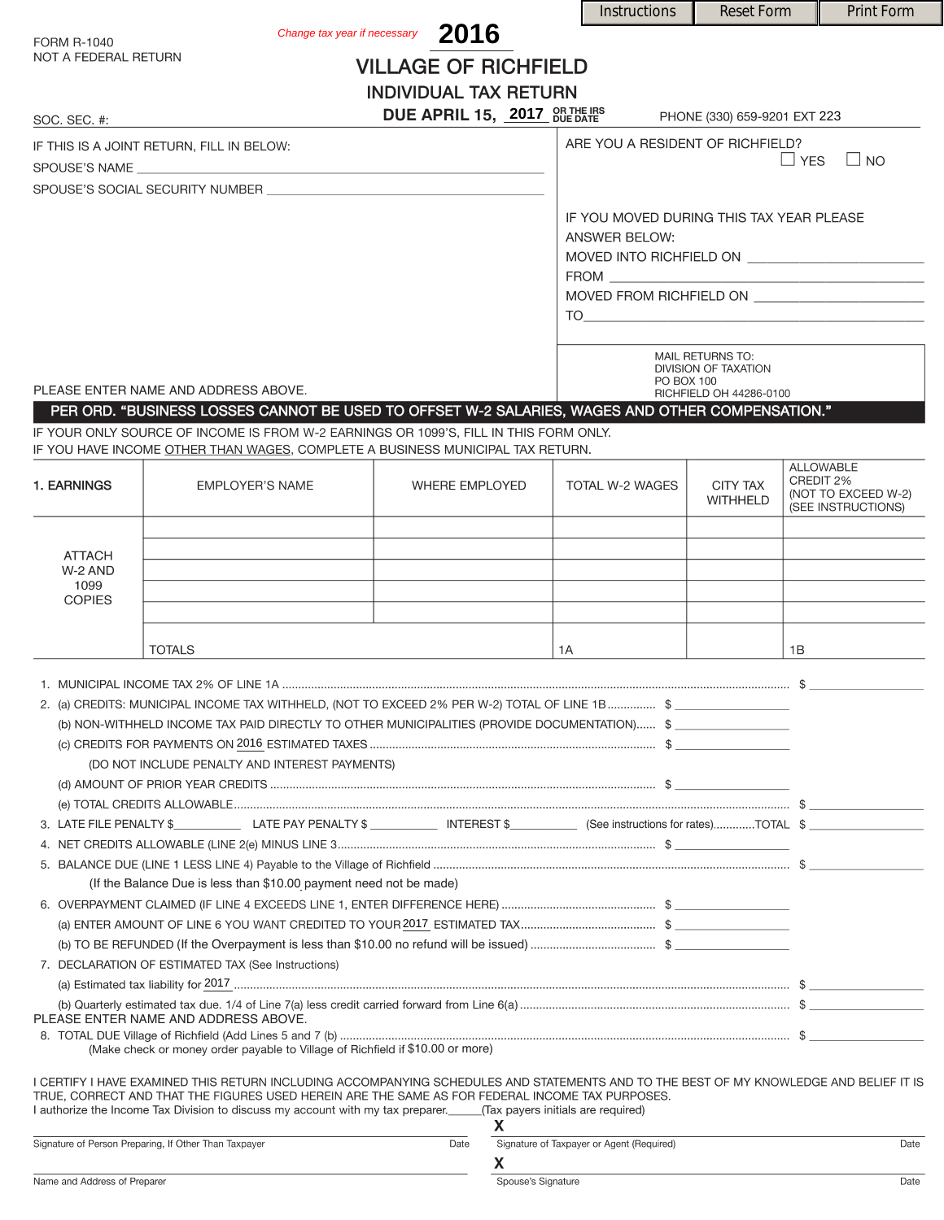Instructions | Reset Form | Print Form

FORM R-1040
NOT A FEDERAL RETURN

*Change tax year if necessary* **2016**

# VILLAGE OF RICHFIELD

## INDIVIDUAL TAX RETURN

**DUE APRIL 15, 2017** OR THE IRS DUE DATE

SOC. SEC. #:

PHONE (330) 659-9201 EXT 223

IF THIS IS A JOINT RETURN, FILL IN BELOW:

SPOUSE'S NAME ______________________________

SPOUSE'S SOCIAL SECURITY NUMBER ______________________________

ARE YOU A RESIDENT OF RICHFIELD?
☐ YES ☐ NO

IF YOU MOVED DURING THIS TAX YEAR PLEASE ANSWER BELOW:

MOVED INTO RICHFIELD ON ______________________________

FROM ______________________________

MOVED FROM RICHFIELD ON ______________________________

TO ______________________________

PLEASE ENTER NAME AND ADDRESS ABOVE.

MAIL RETURNS TO:
DIVISION OF TAXATION
PO BOX 100
RICHFIELD OH 44286-0100

**PER ORD. "BUSINESS LOSSES CANNOT BE USED TO OFFSET W-2 SALARIES, WAGES AND OTHER COMPENSATION."**

IF YOUR ONLY SOURCE OF INCOME IS FROM W-2 EARNINGS OR 1099'S, FILL IN THIS FORM ONLY.
IF YOU HAVE INCOME OTHER THAN WAGES, COMPLETE A BUSINESS MUNICIPAL TAX RETURN.

| 1. EARNINGS | EMPLOYER'S NAME | WHERE EMPLOYED | TOTAL W-2 WAGES | CITY TAX WITHHELD | ALLOWABLE CREDIT 2% (NOT TO EXCEED W-2) (SEE INSTRUCTIONS) |
|---|---|---|---|---|---|
| ATTACH W-2 AND 1099 COPIES | | | | | |
| | | | | | |
| | | | | | |
| | | | | | |
| | | | | | |
| | TOTALS | | 1A | | 1B |

1. MUNICIPAL INCOME TAX 2% OF LINE 1A ........ $ ________
2. (a) CREDITS: MUNICIPAL INCOME TAX WITHHELD, (NOT TO EXCEED 2% PER W-2) TOTAL OF LINE 1B ........ $ ________
   (b) NON-WITHHELD INCOME TAX PAID DIRECTLY TO OTHER MUNICIPALITIES (PROVIDE DOCUMENTATION) ........ $ ________
   (c) CREDITS FOR PAYMENTS ON 2016 ESTIMATED TAXES ........ $ ________
   (DO NOT INCLUDE PENALTY AND INTEREST PAYMENTS)
   (d) AMOUNT OF PRIOR YEAR CREDITS ........ $ ________
   (e) TOTAL CREDITS ALLOWABLE ........ $ ________
3. LATE FILE PENALTY $________ LATE PAY PENALTY $________ INTEREST $________ (See instructions for rates)........TOTAL $ ________
4. NET CREDITS ALLOWABLE (LINE 2(e) MINUS LINE 3 ........ $ ________
5. BALANCE DUE (LINE 1 LESS LINE 4) Payable to the Village of Richfield ........ $ ________
   (If the Balance Due is less than $10.00 payment need not be made)
6. OVERPAYMENT CLAIMED (IF LINE 4 EXCEEDS LINE 1, ENTER DIFFERENCE HERE) ........ $ ________
   (a) ENTER AMOUNT OF LINE 6 YOU WANT CREDITED TO YOUR 2017 ESTIMATED TAX ........ $ ________
   (b) TO BE REFUNDED (If the Overpayment is less than $10.00 no refund will be issued) ........ $ ________
7. DECLARATION OF ESTIMATED TAX (See Instructions)
   (a) Estimated tax liability for 2017 ........ $ ________
   (b) Quarterly estimated tax due. 1/4 of Line 7(a) less credit carried forward from Line 6(a) ........ $ ________

PLEASE ENTER NAME AND ADDRESS ABOVE.

8. TOTAL DUE Village of Richfield (Add Lines 5 and 7 (b) ........ $ ________
   (Make check or money order payable to Village of Richfield if $10.00 or more)

I CERTIFY I HAVE EXAMINED THIS RETURN INCLUDING ACCOMPANYING SCHEDULES AND STATEMENTS AND TO THE BEST OF MY KNOWLEDGE AND BELIEF IT IS TRUE, CORRECT AND THAT THE FIGURES USED HEREIN ARE THE SAME AS FOR FEDERAL INCOME TAX PURPOSES.
I authorize the Income Tax Division to discuss my account with my tax preparer.______(Tax payers initials are required)

Signature of Person Preparing, If Other Than Taxpayer ________ Date ________

**X** Signature of Taxpayer or Agent (Required) ________ Date ________

Name and Address of Preparer ________

**X** Spouse's Signature ________ Date ________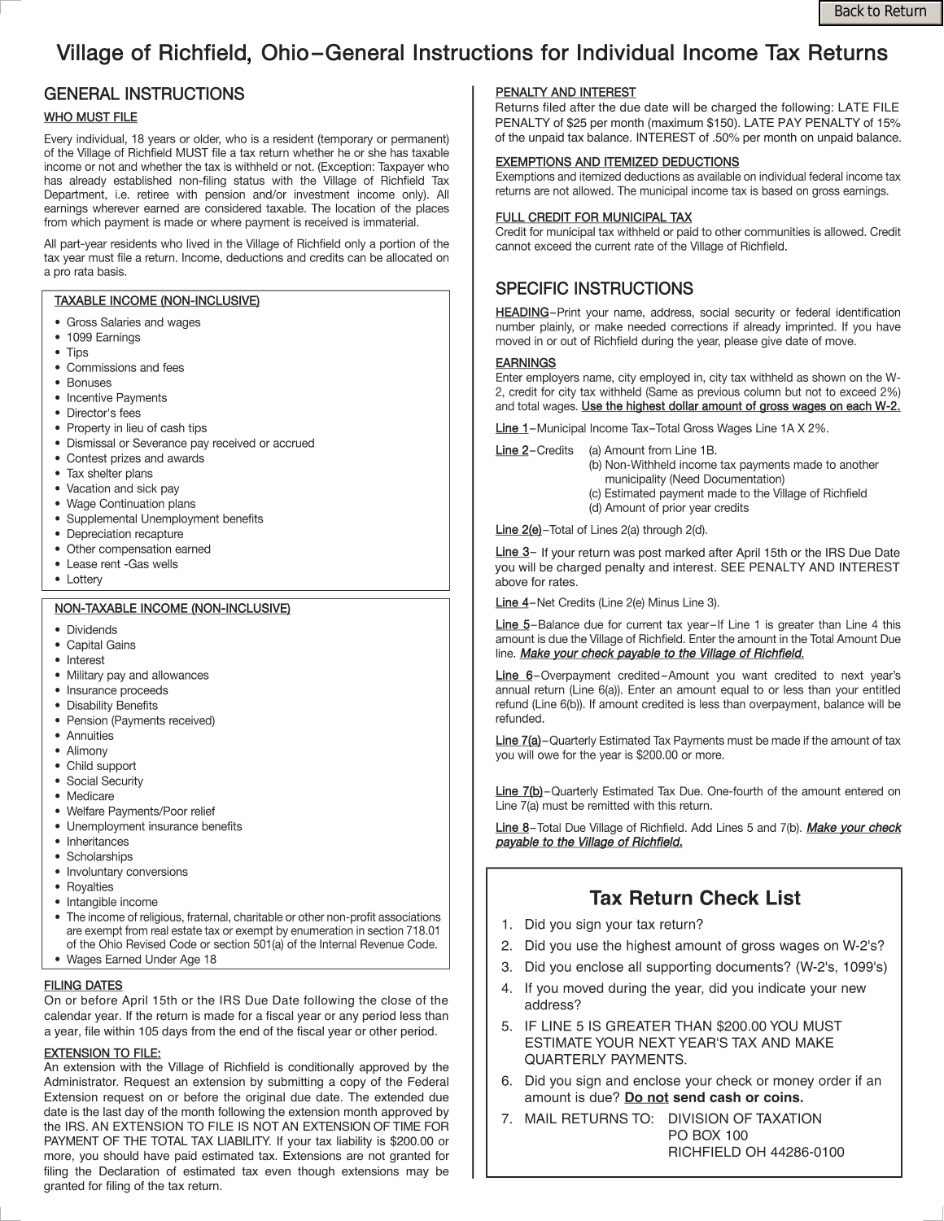# Village of Richfield, Ohio–General Instructions for Individual Income Tax Returns

## GENERAL INSTRUCTIONS

### WHO MUST FILE

Every individual, 18 years or older, who is a resident (temporary or permanent) of the Village of Richfield MUST file a tax return whether he or she has taxable income or not and whether the tax is withheld or not. (Exception: Taxpayer who has already established non-filing status with the Village of Richfield Tax Department, i.e. retiree with pension and/or investment income only). All earnings wherever earned are considered taxable. The location of the places from which payment is made or where payment is received is immaterial.

All part-year residents who lived in the Village of Richfield only a portion of the tax year must file a return. Income, deductions and credits can be allocated on a pro rata basis.

### TAXABLE INCOME (NON-INCLUSIVE)

- Gross Salaries and wages
- 1099 Earnings
- Tips
- Commissions and fees
- Bonuses
- Incentive Payments
- Director's fees
- Property in lieu of cash tips
- Dismissal or Severance pay received or accrued
- Contest prizes and awards
- Tax shelter plans
- Vacation and sick pay
- Wage Continuation plans
- Supplemental Unemployment benefits
- Depreciation recapture
- Other compensation earned
- Lease rent -Gas wells
- Lottery

### NON-TAXABLE INCOME (NON-INCLUSIVE)

- Dividends
- Capital Gains
- Interest
- Military pay and allowances
- Insurance proceeds
- Disability Benefits
- Pension (Payments received)
- Annuities
- Alimony
- Child support
- Social Security
- Medicare
- Welfare Payments/Poor relief
- Unemployment insurance benefits
- Inheritances
- Scholarships
- Involuntary conversions
- Royalties
- Intangible income
- The income of religious, fraternal, charitable or other non-profit associations are exempt from real estate tax or exempt by enumeration in section 718.01 of the Ohio Revised Code or section 501(a) of the Internal Revenue Code.
- Wages Earned Under Age 18

### FILING DATES

On or before April 15th or the IRS Due Date following the close of the calendar year. If the return is made for a fiscal year or any period less than a year, file within 105 days from the end of the fiscal year or other period.

### EXTENSION TO FILE:

An extension with the Village of Richfield is conditionally approved by the Administrator. Request an extension by submitting a copy of the Federal Extension request on or before the original due date. The extended due date is the last day of the month following the extension month approved by the IRS. AN EXTENSION TO FILE IS NOT AN EXTENSION OF TIME FOR PAYMENT OF THE TOTAL TAX LIABILITY. If your tax liability is $200.00 or more, you should have paid estimated tax. Extensions are not granted for filing the Declaration of estimated tax even though extensions may be granted for filing of the tax return.

### PENALTY AND INTEREST

Returns filed after the due date will be charged the following: LATE FILE PENALTY of $25 per month (maximum $150). LATE PAY PENALTY of 15% of the unpaid tax balance. INTEREST of .50% per month on unpaid balance.

### EXEMPTIONS AND ITEMIZED DEDUCTIONS

Exemptions and itemized deductions as available on individual federal income tax returns are not allowed. The municipal income tax is based on gross earnings.

### FULL CREDIT FOR MUNICIPAL TAX

Credit for municipal tax withheld or paid to other communities is allowed. Credit cannot exceed the current rate of the Village of Richfield.

## SPECIFIC INSTRUCTIONS

**HEADING**–Print your name, address, social security or federal identification number plainly, or make needed corrections if already imprinted. If you have moved in or out of Richfield during the year, please give date of move.

**EARNINGS**
Enter employers name, city employed in, city tax withheld as shown on the W-2, credit for city tax withheld (Same as previous column but not to exceed 2%) and total wages. **Use the highest dollar amount of gross wages on each W-2.**

**Line 1**–Municipal Income Tax–Total Gross Wages Line 1A X 2%.

**Line 2**–Credits
(a) Amount from Line 1B.
(b) Non-Withheld income tax payments made to another municipality (Need Documentation)
(c) Estimated payment made to the Village of Richfield
(d) Amount of prior year credits

**Line 2(e)**–Total of Lines 2(a) through 2(d).

**Line 3**– If your return was post marked after April 15th or the IRS Due Date you will be charged penalty and interest. SEE PENALTY AND INTEREST above for rates.

**Line 4**–Net Credits (Line 2(e) Minus Line 3).

**Line 5**–Balance due for current tax year–If Line 1 is greater than Line 4 this amount is due the Village of Richfield. Enter the amount in the Total Amount Due line. ***Make your check payable to the Village of Richfield.***

**Line 6**–Overpayment credited–Amount you want credited to next year's annual return (Line 6(a)). Enter an amount equal to or less than your entitled refund (Line 6(b)). If amount credited is less than overpayment, balance will be refunded.

**Line 7(a)**–Quarterly Estimated Tax Payments must be made if the amount of tax you will owe for the year is $200.00 or more.

**Line 7(b)**–Quarterly Estimated Tax Due. One-fourth of the amount entered on Line 7(a) must be remitted with this return.

**Line 8**–Total Due Village of Richfield. Add Lines 5 and 7(b). ***Make your check payable to the Village of Richfield.***

## Tax Return Check List

1. Did you sign your tax return?
2. Did you use the highest amount of gross wages on W-2's?
3. Did you enclose all supporting documents? (W-2's, 1099's)
4. If you moved during the year, did you indicate your new address?
5. IF LINE 5 IS GREATER THAN $200.00 YOU MUST ESTIMATE YOUR NEXT YEAR'S TAX AND MAKE QUARTERLY PAYMENTS.
6. Did you sign and enclose your check or money order if an amount is due? **Do not send cash or coins.**
7. MAIL RETURNS TO: DIVISION OF TAXATION
   PO BOX 100
   RICHFIELD OH 44286-0100